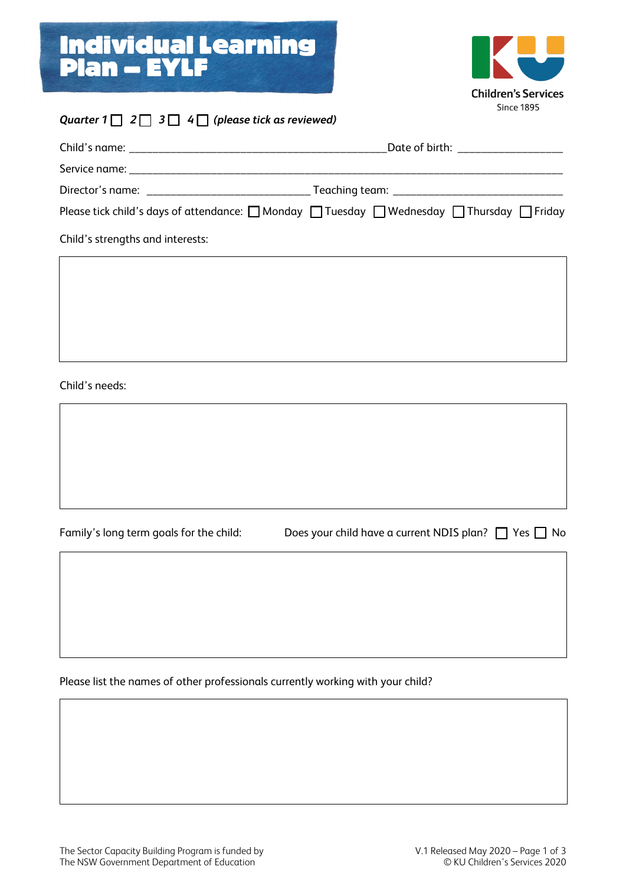# Individual Learning Plan – EYLF

Children's Services
Since 1895

***Quarter 1* ☐ *2* ☐ *3* ☐ *4* ☐ *(please tick as reviewed)***

Child's name: ________________________________________ Date of birth: ________________

Service name: ______________________________________________________________________

Director's name: _________________________ Teaching team: __________________________

Please tick child's days of attendance: ☐ Monday ☐ Tuesday ☐ Wednesday ☐ Thursday ☐ Friday

Child's strengths and interests:

| |
|---|
| |

Child's needs:

| |
|---|
| |

Family's long term goals for the child:

Does your child have a current NDIS plan? ☐ Yes ☐ No

| |
|---|
| |

Please list the names of other professionals currently working with your child?

| |
|---|
| |

The Sector Capacity Building Program is funded by
The NSW Government Department of Education

V.1 Released May 2020
© KU Children's Services 2020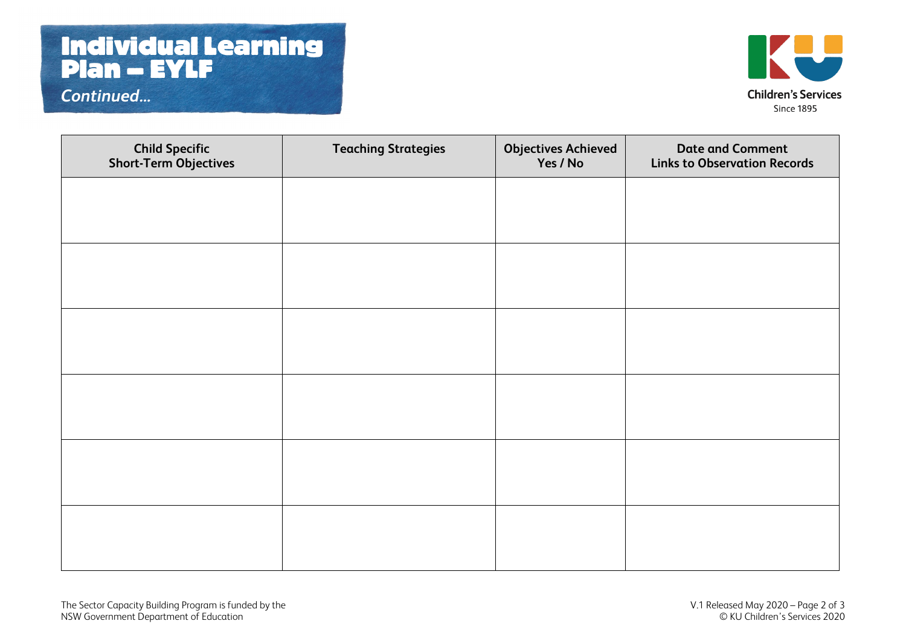# Individual Learning Plan – EYLF

*Continued...*

Children's Services
Since 1895

| Child Specific Short-Term Objectives | Teaching Strategies | Objectives Achieved Yes / No | Date and Comment Links to Observation Records |
|---|---|---|---|
| | | | |
| | | | |
| | | | |
| | | | |
| | | | |
| | | | |

The Sector Capacity Building Program is funded by the NSW Government Department of Education

V.1 Released May 2020
© KU Children's Services 2020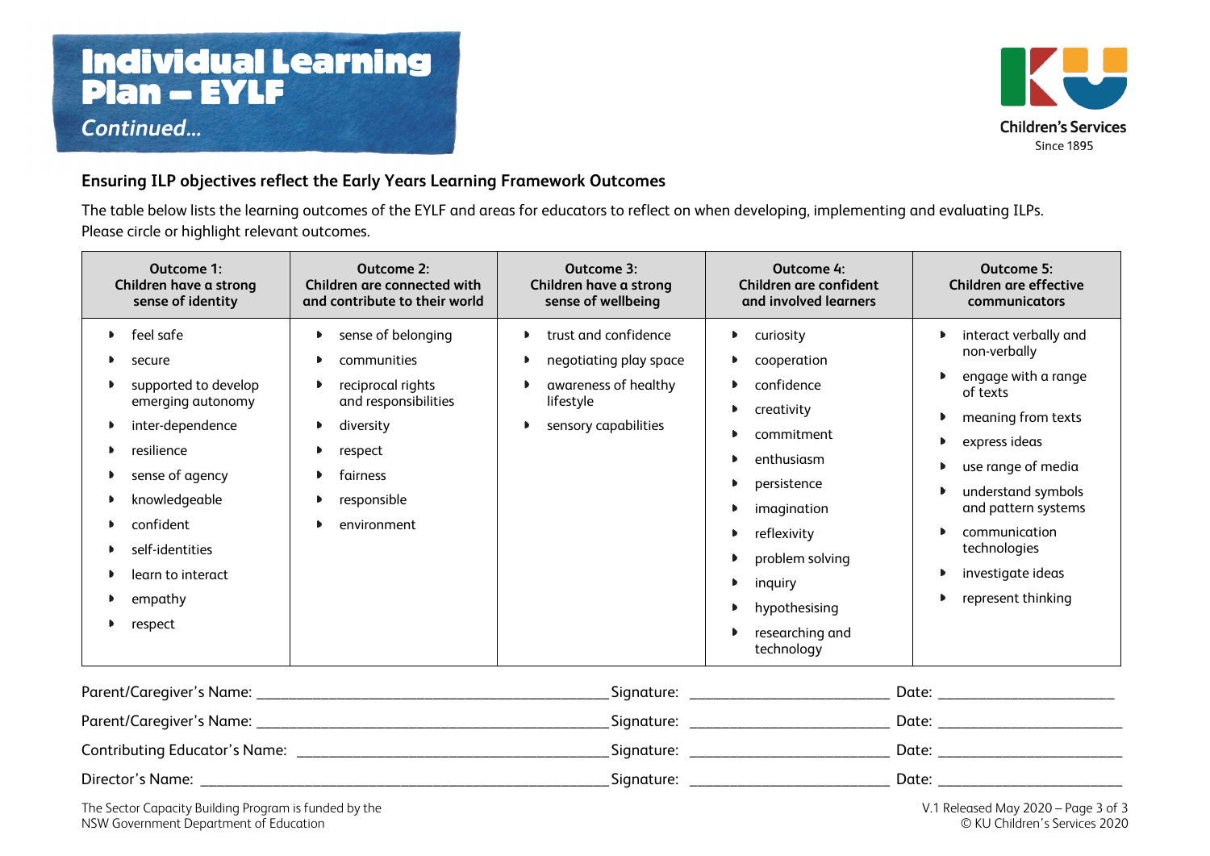# Individual Learning Plan – EYLF

*Continued...*

Children's Services
Since 1895

## Ensuring ILP objectives reflect the Early Years Learning Framework Outcomes

The table below lists the learning outcomes of the EYLF and areas for educators to reflect on when developing, implementing and evaluating ILPs. Please circle or highlight relevant outcomes.

| Outcome 1: Children have a strong sense of identity | Outcome 2: Children are connected with and contribute to their world | Outcome 3: Children have a strong sense of wellbeing | Outcome 4: Children are confident and involved learners | Outcome 5: Children are effective communicators |
|---|---|---|---|---|
| ▸ feel safe<br>▸ secure<br>▸ supported to develop emerging autonomy<br>▸ inter-dependence<br>▸ resilience<br>▸ sense of agency<br>▸ knowledgeable<br>▸ confident<br>▸ self-identities<br>▸ learn to interact<br>▸ empathy<br>▸ respect | ▸ sense of belonging<br>▸ communities<br>▸ reciprocal rights and responsibilities<br>▸ diversity<br>▸ respect<br>▸ fairness<br>▸ responsible<br>▸ environment | ▸ trust and confidence<br>▸ negotiating play space<br>▸ awareness of healthy lifestyle<br>▸ sensory capabilities | ▸ curiosity<br>▸ cooperation<br>▸ confidence<br>▸ creativity<br>▸ commitment<br>▸ enthusiasm<br>▸ persistence<br>▸ imagination<br>▸ reflexivity<br>▸ problem solving<br>▸ inquiry<br>▸ hypothesising<br>▸ researching and technology | ▸ interact verbally and non-verbally<br>▸ engage with a range of texts<br>▸ meaning from texts<br>▸ express ideas<br>▸ use range of media<br>▸ understand symbols and pattern systems<br>▸ communication technologies<br>▸ investigate ideas<br>▸ represent thinking |

Parent/Caregiver's Name: ________________________________________ Signature: ______________________ Date: ____________________

Parent/Caregiver's Name: ________________________________________ Signature: ______________________ Date: ____________________

Contributing Educator's Name: ____________________________________ Signature: ______________________ Date: ____________________

Director's Name: _______________________________________________ Signature: ______________________ Date: ____________________

The Sector Capacity Building Program is funded by the NSW Government Department of Education

V.1 Released May 2020
© KU Children's Services 2020